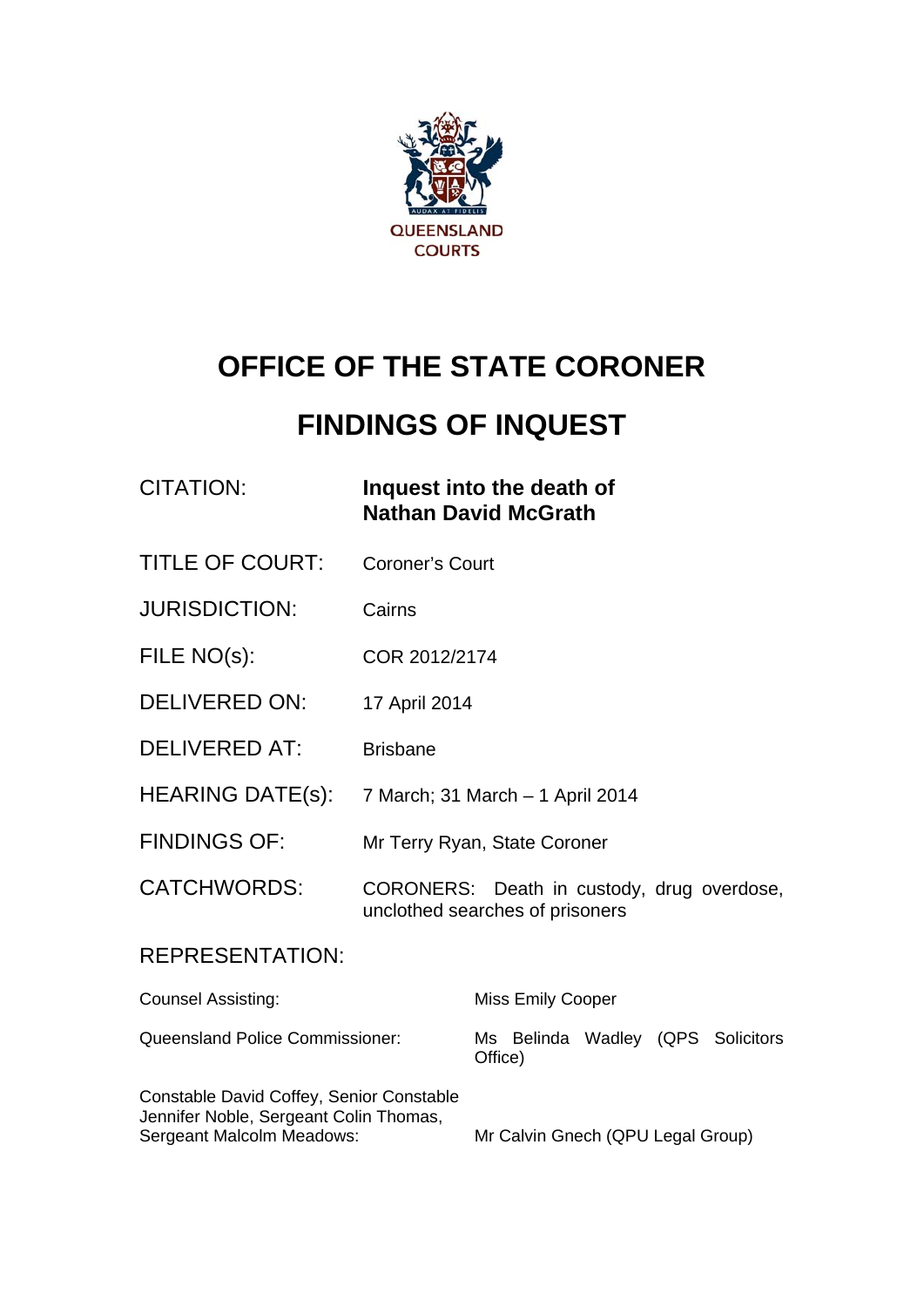QUEENSLAND COURTS

# OFFICE OF THE STATE CORONER

# FINDINGS OF INQUEST

| | |
|---|---|
| CITATION: | **Inquest into the death of Nathan David McGrath** |
| TITLE OF COURT: | Coroner's Court |
| JURISDICTION: | Cairns |
| FILE NO(s): | COR 2012/2174 |
| DELIVERED ON: | 17 April 2014 |
| DELIVERED AT: | Brisbane |
| HEARING DATE(s): | 7 March; 31 March – 1 April 2014 |
| FINDINGS OF: | Mr Terry Ryan, State Coroner |
| CATCHWORDS: | CORONERS: Death in custody, drug overdose, unclothed searches of prisoners |

REPRESENTATION:

| | |
|---|---|
| Counsel Assisting: | Miss Emily Cooper |
| Queensland Police Commissioner: | Ms Belinda Wadley (QPS Solicitors Office) |
| Constable David Coffey, Senior Constable Jennifer Noble, Sergeant Colin Thomas, Sergeant Malcolm Meadows: | Mr Calvin Gnech (QPU Legal Group) |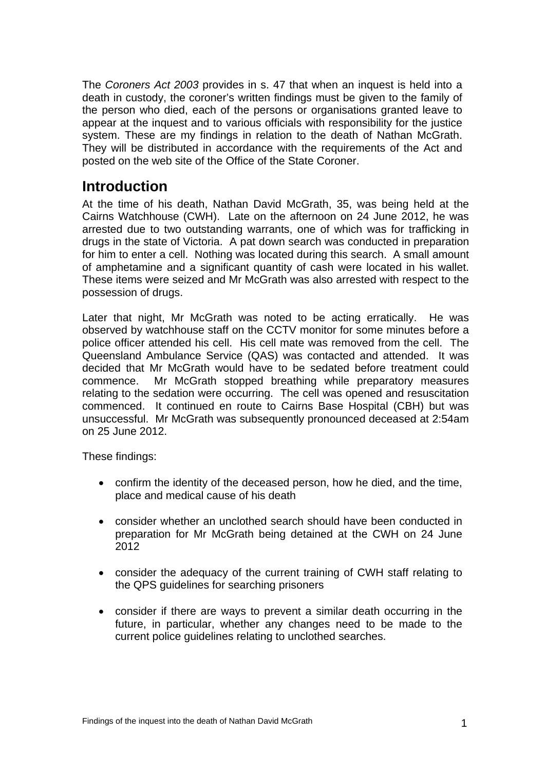The *Coroners Act 2003* provides in s. 47 that when an inquest is held into a death in custody, the coroner's written findings must be given to the family of the person who died, each of the persons or organisations granted leave to appear at the inquest and to various officials with responsibility for the justice system. These are my findings in relation to the death of Nathan McGrath. They will be distributed in accordance with the requirements of the Act and posted on the web site of the Office of the State Coroner.

## Introduction

At the time of his death, Nathan David McGrath, 35, was being held at the Cairns Watchhouse (CWH). Late on the afternoon on 24 June 2012, he was arrested due to two outstanding warrants, one of which was for trafficking in drugs in the state of Victoria. A pat down search was conducted in preparation for him to enter a cell. Nothing was located during this search. A small amount of amphetamine and a significant quantity of cash were located in his wallet. These items were seized and Mr McGrath was also arrested with respect to the possession of drugs.

Later that night, Mr McGrath was noted to be acting erratically. He was observed by watchhouse staff on the CCTV monitor for some minutes before a police officer attended his cell. His cell mate was removed from the cell. The Queensland Ambulance Service (QAS) was contacted and attended. It was decided that Mr McGrath would have to be sedated before treatment could commence. Mr McGrath stopped breathing while preparatory measures relating to the sedation were occurring. The cell was opened and resuscitation commenced. It continued en route to Cairns Base Hospital (CBH) but was unsuccessful. Mr McGrath was subsequently pronounced deceased at 2:54am on 25 June 2012.

These findings:

- confirm the identity of the deceased person, how he died, and the time, place and medical cause of his death
- consider whether an unclothed search should have been conducted in preparation for Mr McGrath being detained at the CWH on 24 June 2012
- consider the adequacy of the current training of CWH staff relating to the QPS guidelines for searching prisoners
- consider if there are ways to prevent a similar death occurring in the future, in particular, whether any changes need to be made to the current police guidelines relating to unclothed searches.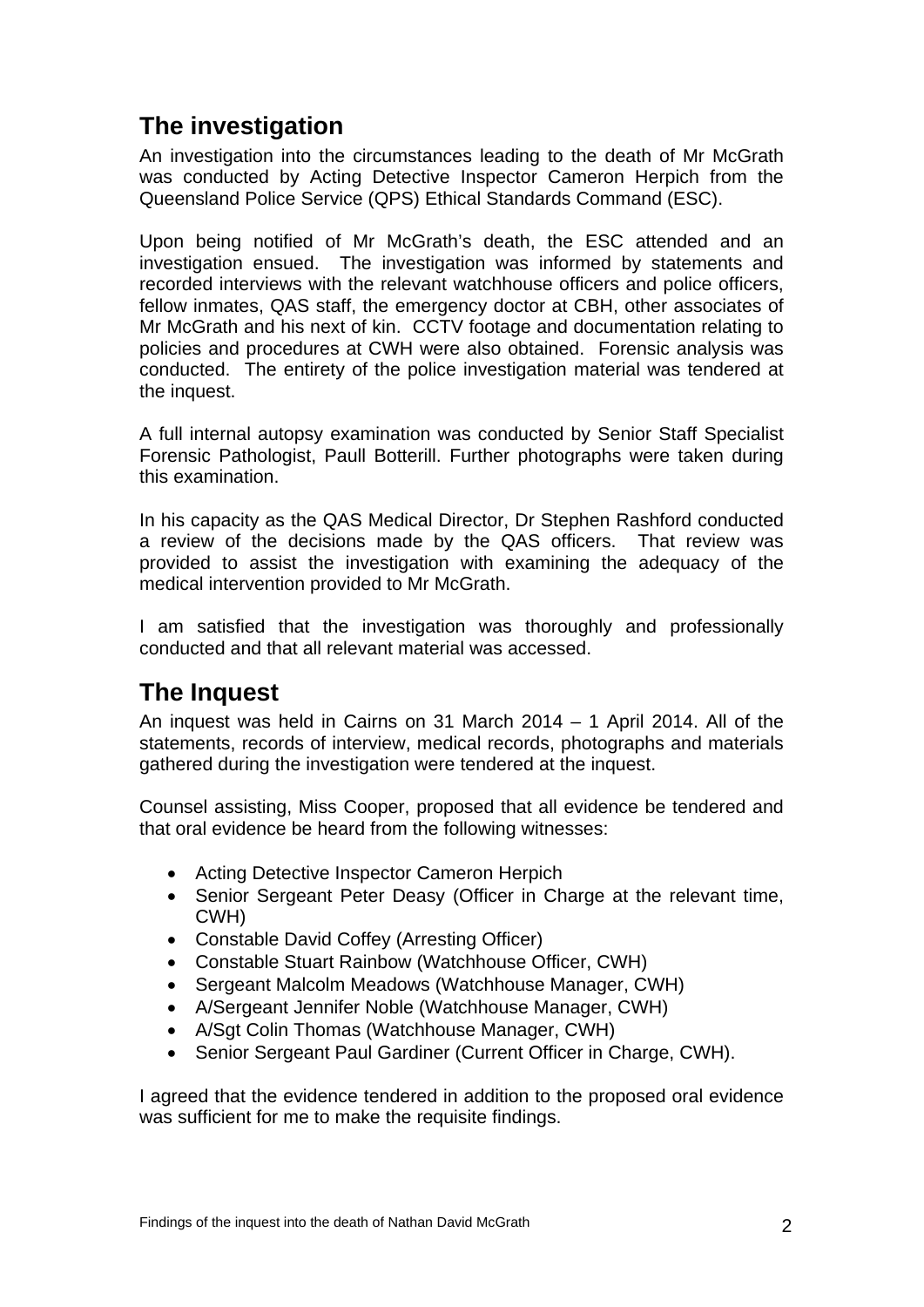## The investigation

An investigation into the circumstances leading to the death of Mr McGrath was conducted by Acting Detective Inspector Cameron Herpich from the Queensland Police Service (QPS) Ethical Standards Command (ESC).

Upon being notified of Mr McGrath's death, the ESC attended and an investigation ensued. The investigation was informed by statements and recorded interviews with the relevant watchhouse officers and police officers, fellow inmates, QAS staff, the emergency doctor at CBH, other associates of Mr McGrath and his next of kin. CCTV footage and documentation relating to policies and procedures at CWH were also obtained. Forensic analysis was conducted. The entirety of the police investigation material was tendered at the inquest.

A full internal autopsy examination was conducted by Senior Staff Specialist Forensic Pathologist, Paull Botterill. Further photographs were taken during this examination.

In his capacity as the QAS Medical Director, Dr Stephen Rashford conducted a review of the decisions made by the QAS officers. That review was provided to assist the investigation with examining the adequacy of the medical intervention provided to Mr McGrath.

I am satisfied that the investigation was thoroughly and professionally conducted and that all relevant material was accessed.

## The Inquest

An inquest was held in Cairns on 31 March 2014 – 1 April 2014. All of the statements, records of interview, medical records, photographs and materials gathered during the investigation were tendered at the inquest.

Counsel assisting, Miss Cooper, proposed that all evidence be tendered and that oral evidence be heard from the following witnesses:

- Acting Detective Inspector Cameron Herpich
- Senior Sergeant Peter Deasy (Officer in Charge at the relevant time, CWH)
- Constable David Coffey (Arresting Officer)
- Constable Stuart Rainbow (Watchhouse Officer, CWH)
- Sergeant Malcolm Meadows (Watchhouse Manager, CWH)
- A/Sergeant Jennifer Noble (Watchhouse Manager, CWH)
- A/Sgt Colin Thomas (Watchhouse Manager, CWH)
- Senior Sergeant Paul Gardiner (Current Officer in Charge, CWH).

I agreed that the evidence tendered in addition to the proposed oral evidence was sufficient for me to make the requisite findings.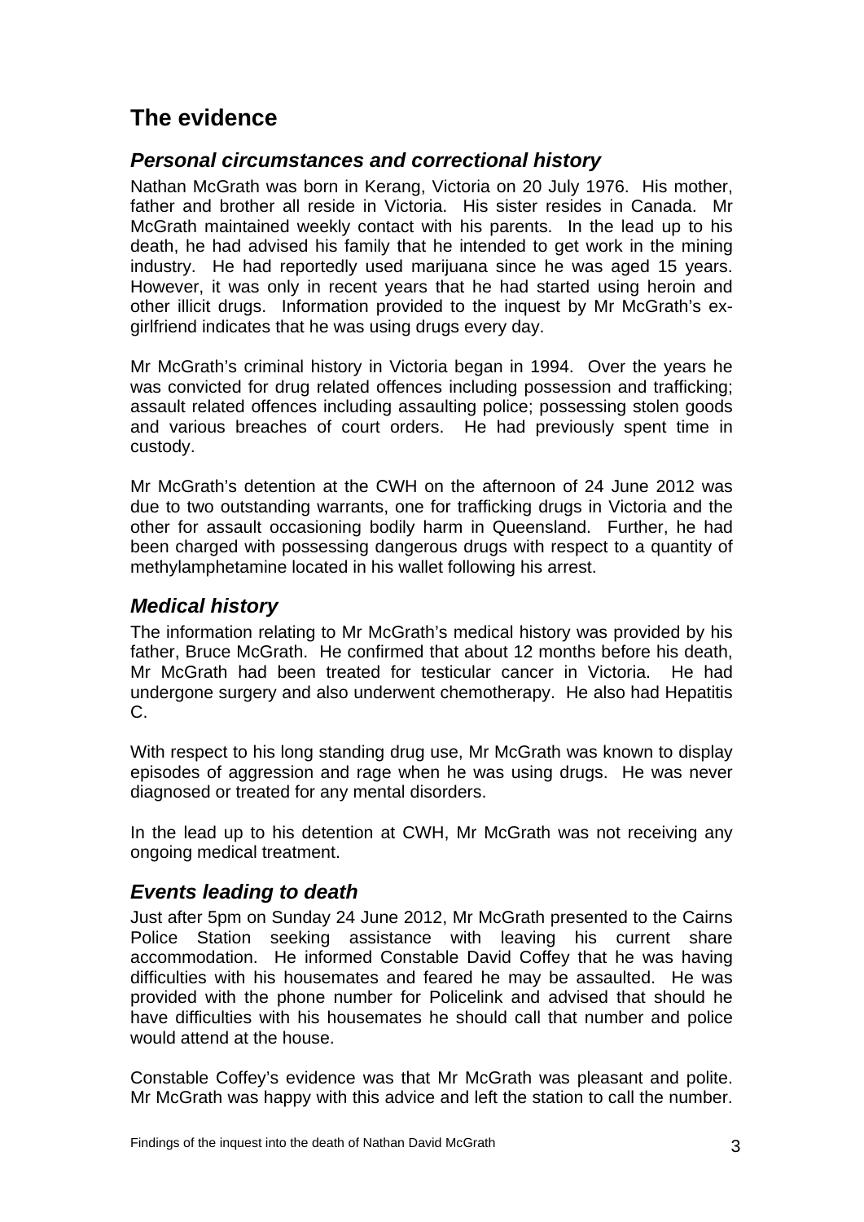## The evidence

### *Personal circumstances and correctional history*

Nathan McGrath was born in Kerang, Victoria on 20 July 1976. His mother, father and brother all reside in Victoria. His sister resides in Canada. Mr McGrath maintained weekly contact with his parents. In the lead up to his death, he had advised his family that he intended to get work in the mining industry. He had reportedly used marijuana since he was aged 15 years. However, it was only in recent years that he had started using heroin and other illicit drugs. Information provided to the inquest by Mr McGrath's ex-girlfriend indicates that he was using drugs every day.

Mr McGrath's criminal history in Victoria began in 1994. Over the years he was convicted for drug related offences including possession and trafficking; assault related offences including assaulting police; possessing stolen goods and various breaches of court orders. He had previously spent time in custody.

Mr McGrath's detention at the CWH on the afternoon of 24 June 2012 was due to two outstanding warrants, one for trafficking drugs in Victoria and the other for assault occasioning bodily harm in Queensland. Further, he had been charged with possessing dangerous drugs with respect to a quantity of methylamphetamine located in his wallet following his arrest.

### *Medical history*

The information relating to Mr McGrath's medical history was provided by his father, Bruce McGrath. He confirmed that about 12 months before his death, Mr McGrath had been treated for testicular cancer in Victoria. He had undergone surgery and also underwent chemotherapy. He also had Hepatitis C.

With respect to his long standing drug use, Mr McGrath was known to display episodes of aggression and rage when he was using drugs. He was never diagnosed or treated for any mental disorders.

In the lead up to his detention at CWH, Mr McGrath was not receiving any ongoing medical treatment.

### *Events leading to death*

Just after 5pm on Sunday 24 June 2012, Mr McGrath presented to the Cairns Police Station seeking assistance with leaving his current share accommodation. He informed Constable David Coffey that he was having difficulties with his housemates and feared he may be assaulted. He was provided with the phone number for Policelink and advised that should he have difficulties with his housemates he should call that number and police would attend at the house.

Constable Coffey's evidence was that Mr McGrath was pleasant and polite. Mr McGrath was happy with this advice and left the station to call the number.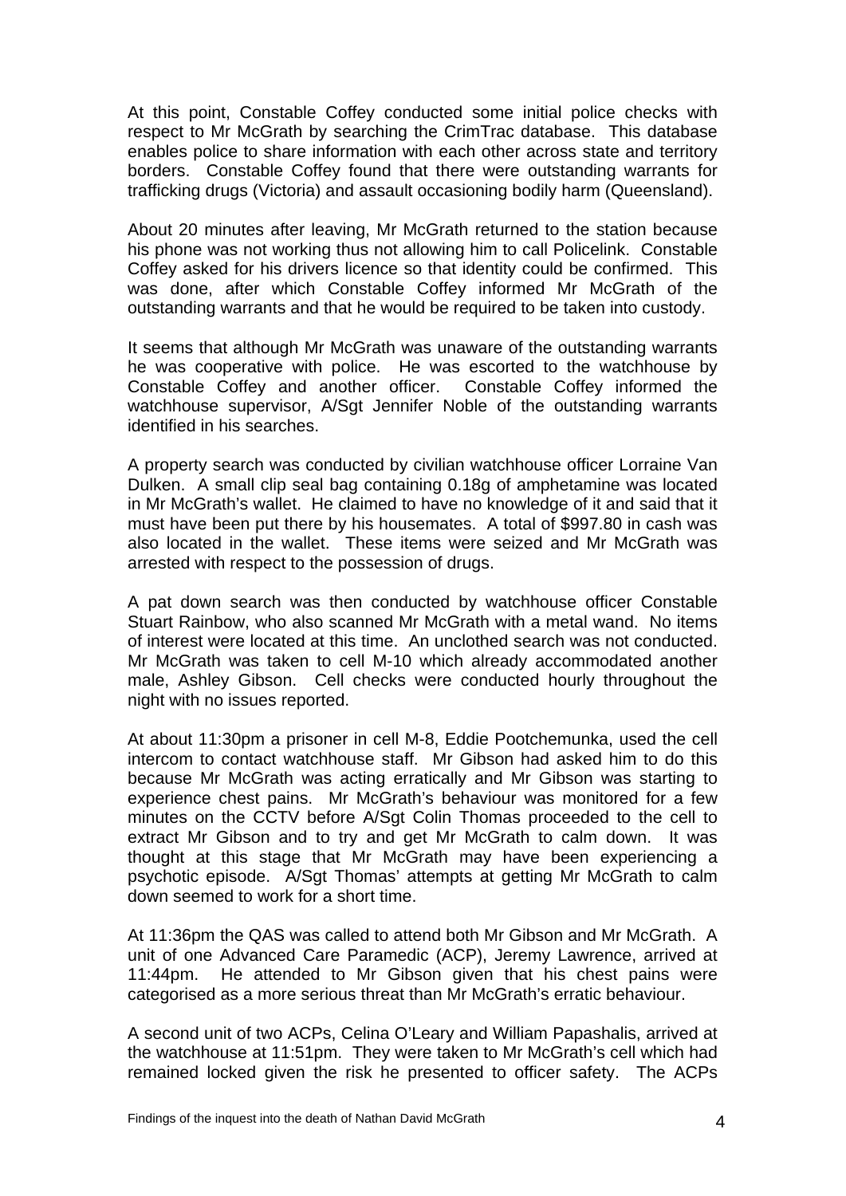At this point, Constable Coffey conducted some initial police checks with respect to Mr McGrath by searching the CrimTrac database. This database enables police to share information with each other across state and territory borders. Constable Coffey found that there were outstanding warrants for trafficking drugs (Victoria) and assault occasioning bodily harm (Queensland).

About 20 minutes after leaving, Mr McGrath returned to the station because his phone was not working thus not allowing him to call Policelink. Constable Coffey asked for his drivers licence so that identity could be confirmed. This was done, after which Constable Coffey informed Mr McGrath of the outstanding warrants and that he would be required to be taken into custody.

It seems that although Mr McGrath was unaware of the outstanding warrants he was cooperative with police. He was escorted to the watchhouse by Constable Coffey and another officer. Constable Coffey informed the watchhouse supervisor, A/Sgt Jennifer Noble of the outstanding warrants identified in his searches.

A property search was conducted by civilian watchhouse officer Lorraine Van Dulken. A small clip seal bag containing 0.18g of amphetamine was located in Mr McGrath's wallet. He claimed to have no knowledge of it and said that it must have been put there by his housemates. A total of $997.80 in cash was also located in the wallet. These items were seized and Mr McGrath was arrested with respect to the possession of drugs.

A pat down search was then conducted by watchhouse officer Constable Stuart Rainbow, who also scanned Mr McGrath with a metal wand. No items of interest were located at this time. An unclothed search was not conducted. Mr McGrath was taken to cell M-10 which already accommodated another male, Ashley Gibson. Cell checks were conducted hourly throughout the night with no issues reported.

At about 11:30pm a prisoner in cell M-8, Eddie Pootchemunka, used the cell intercom to contact watchhouse staff. Mr Gibson had asked him to do this because Mr McGrath was acting erratically and Mr Gibson was starting to experience chest pains. Mr McGrath's behaviour was monitored for a few minutes on the CCTV before A/Sgt Colin Thomas proceeded to the cell to extract Mr Gibson and to try and get Mr McGrath to calm down. It was thought at this stage that Mr McGrath may have been experiencing a psychotic episode. A/Sgt Thomas' attempts at getting Mr McGrath to calm down seemed to work for a short time.

At 11:36pm the QAS was called to attend both Mr Gibson and Mr McGrath. A unit of one Advanced Care Paramedic (ACP), Jeremy Lawrence, arrived at 11:44pm. He attended to Mr Gibson given that his chest pains were categorised as a more serious threat than Mr McGrath's erratic behaviour.

A second unit of two ACPs, Celina O'Leary and William Papashalis, arrived at the watchhouse at 11:51pm. They were taken to Mr McGrath's cell which had remained locked given the risk he presented to officer safety. The ACPs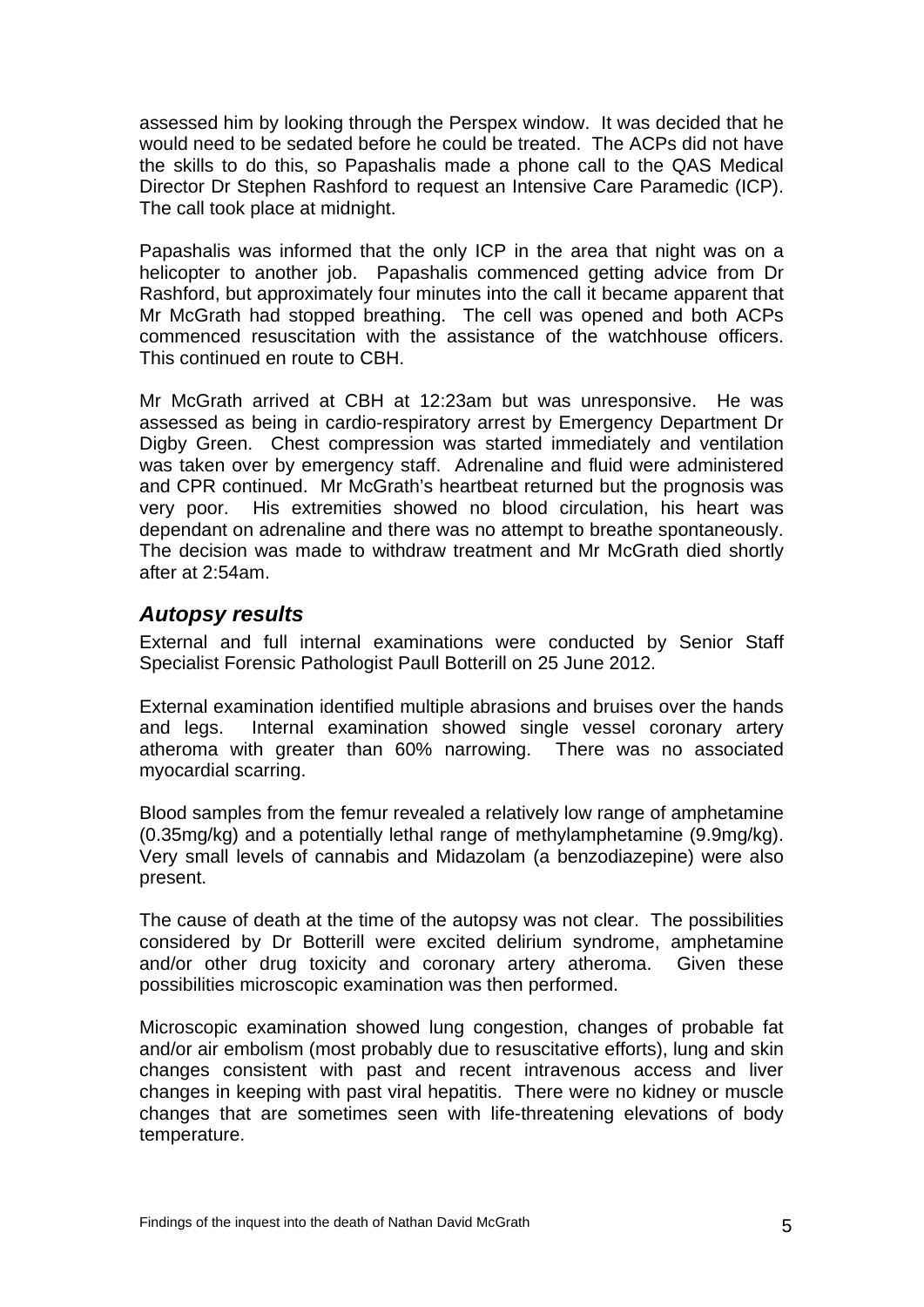assessed him by looking through the Perspex window. It was decided that he would need to be sedated before he could be treated. The ACPs did not have the skills to do this, so Papashalis made a phone call to the QAS Medical Director Dr Stephen Rashford to request an Intensive Care Paramedic (ICP). The call took place at midnight.

Papashalis was informed that the only ICP in the area that night was on a helicopter to another job. Papashalis commenced getting advice from Dr Rashford, but approximately four minutes into the call it became apparent that Mr McGrath had stopped breathing. The cell was opened and both ACPs commenced resuscitation with the assistance of the watchhouse officers. This continued en route to CBH.

Mr McGrath arrived at CBH at 12:23am but was unresponsive. He was assessed as being in cardio-respiratory arrest by Emergency Department Dr Digby Green. Chest compression was started immediately and ventilation was taken over by emergency staff. Adrenaline and fluid were administered and CPR continued. Mr McGrath's heartbeat returned but the prognosis was very poor. His extremities showed no blood circulation, his heart was dependant on adrenaline and there was no attempt to breathe spontaneously. The decision was made to withdraw treatment and Mr McGrath died shortly after at 2:54am.

## *Autopsy results*

External and full internal examinations were conducted by Senior Staff Specialist Forensic Pathologist Paull Botterill on 25 June 2012.

External examination identified multiple abrasions and bruises over the hands and legs. Internal examination showed single vessel coronary artery atheroma with greater than 60% narrowing. There was no associated myocardial scarring.

Blood samples from the femur revealed a relatively low range of amphetamine (0.35mg/kg) and a potentially lethal range of methylamphetamine (9.9mg/kg). Very small levels of cannabis and Midazolam (a benzodiazepine) were also present.

The cause of death at the time of the autopsy was not clear. The possibilities considered by Dr Botterill were excited delirium syndrome, amphetamine and/or other drug toxicity and coronary artery atheroma. Given these possibilities microscopic examination was then performed.

Microscopic examination showed lung congestion, changes of probable fat and/or air embolism (most probably due to resuscitative efforts), lung and skin changes consistent with past and recent intravenous access and liver changes in keeping with past viral hepatitis. There were no kidney or muscle changes that are sometimes seen with life-threatening elevations of body temperature.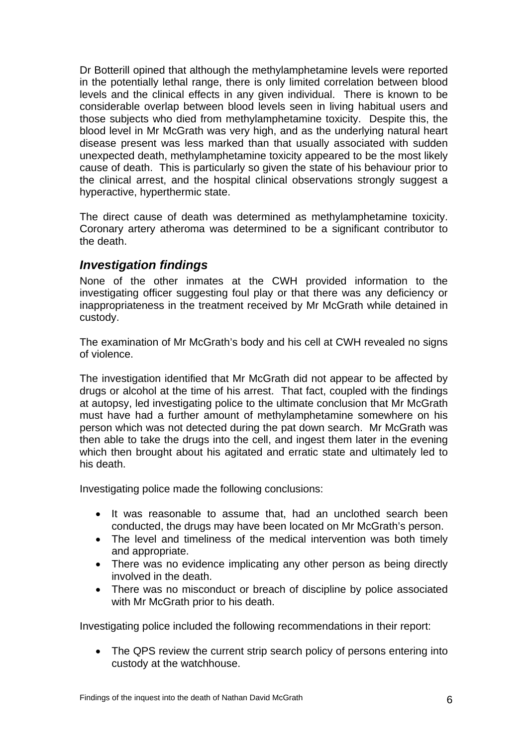Dr Botterill opined that although the methylamphetamine levels were reported in the potentially lethal range, there is only limited correlation between blood levels and the clinical effects in any given individual. There is known to be considerable overlap between blood levels seen in living habitual users and those subjects who died from methylamphetamine toxicity. Despite this, the blood level in Mr McGrath was very high, and as the underlying natural heart disease present was less marked than that usually associated with sudden unexpected death, methylamphetamine toxicity appeared to be the most likely cause of death. This is particularly so given the state of his behaviour prior to the clinical arrest, and the hospital clinical observations strongly suggest a hyperactive, hyperthermic state.

The direct cause of death was determined as methylamphetamine toxicity. Coronary artery atheroma was determined to be a significant contributor to the death.

## *Investigation findings*

None of the other inmates at the CWH provided information to the investigating officer suggesting foul play or that there was any deficiency or inappropriateness in the treatment received by Mr McGrath while detained in custody.

The examination of Mr McGrath's body and his cell at CWH revealed no signs of violence.

The investigation identified that Mr McGrath did not appear to be affected by drugs or alcohol at the time of his arrest. That fact, coupled with the findings at autopsy, led investigating police to the ultimate conclusion that Mr McGrath must have had a further amount of methylamphetamine somewhere on his person which was not detected during the pat down search. Mr McGrath was then able to take the drugs into the cell, and ingest them later in the evening which then brought about his agitated and erratic state and ultimately led to his death.

Investigating police made the following conclusions:

- It was reasonable to assume that, had an unclothed search been conducted, the drugs may have been located on Mr McGrath's person.
- The level and timeliness of the medical intervention was both timely and appropriate.
- There was no evidence implicating any other person as being directly involved in the death.
- There was no misconduct or breach of discipline by police associated with Mr McGrath prior to his death.

Investigating police included the following recommendations in their report:

- The QPS review the current strip search policy of persons entering into custody at the watchhouse.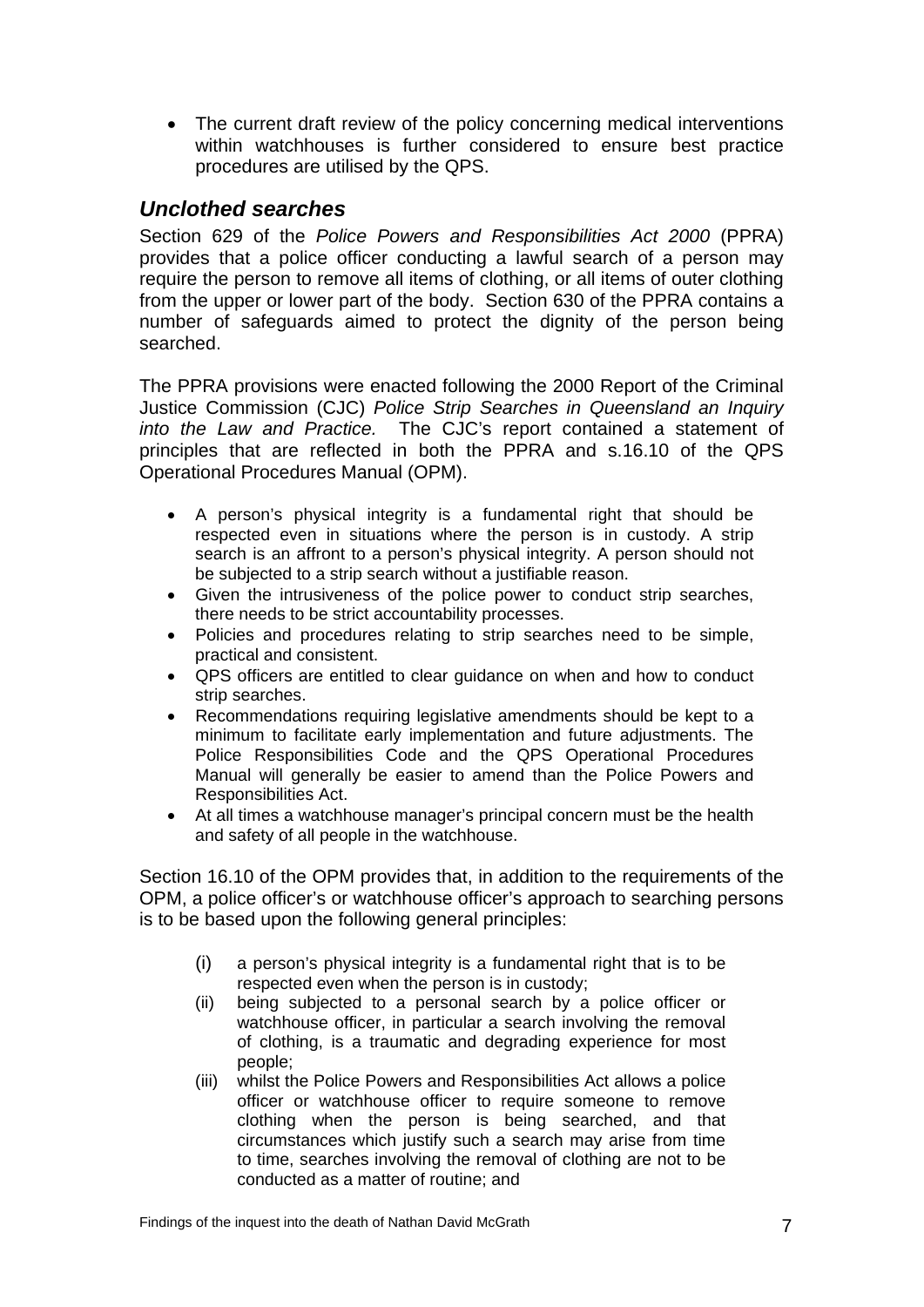- The current draft review of the policy concerning medical interventions within watchhouses is further considered to ensure best practice procedures are utilised by the QPS.

## *Unclothed searches*

Section 629 of the *Police Powers and Responsibilities Act 2000* (PPRA) provides that a police officer conducting a lawful search of a person may require the person to remove all items of clothing, or all items of outer clothing from the upper or lower part of the body. Section 630 of the PPRA contains a number of safeguards aimed to protect the dignity of the person being searched.

The PPRA provisions were enacted following the 2000 Report of the Criminal Justice Commission (CJC) *Police Strip Searches in Queensland an Inquiry into the Law and Practice.* The CJC's report contained a statement of principles that are reflected in both the PPRA and s.16.10 of the QPS Operational Procedures Manual (OPM).

- A person's physical integrity is a fundamental right that should be respected even in situations where the person is in custody. A strip search is an affront to a person's physical integrity. A person should not be subjected to a strip search without a justifiable reason.
- Given the intrusiveness of the police power to conduct strip searches, there needs to be strict accountability processes.
- Policies and procedures relating to strip searches need to be simple, practical and consistent.
- QPS officers are entitled to clear guidance on when and how to conduct strip searches.
- Recommendations requiring legislative amendments should be kept to a minimum to facilitate early implementation and future adjustments. The Police Responsibilities Code and the QPS Operational Procedures Manual will generally be easier to amend than the Police Powers and Responsibilities Act.
- At all times a watchhouse manager's principal concern must be the health and safety of all people in the watchhouse.

Section 16.10 of the OPM provides that, in addition to the requirements of the OPM, a police officer's or watchhouse officer's approach to searching persons is to be based upon the following general principles:

(i) a person's physical integrity is a fundamental right that is to be respected even when the person is in custody;

(ii) being subjected to a personal search by a police officer or watchhouse officer, in particular a search involving the removal of clothing, is a traumatic and degrading experience for most people;

(iii) whilst the Police Powers and Responsibilities Act allows a police officer or watchhouse officer to require someone to remove clothing when the person is being searched, and that circumstances which justify such a search may arise from time to time, searches involving the removal of clothing are not to be conducted as a matter of routine; and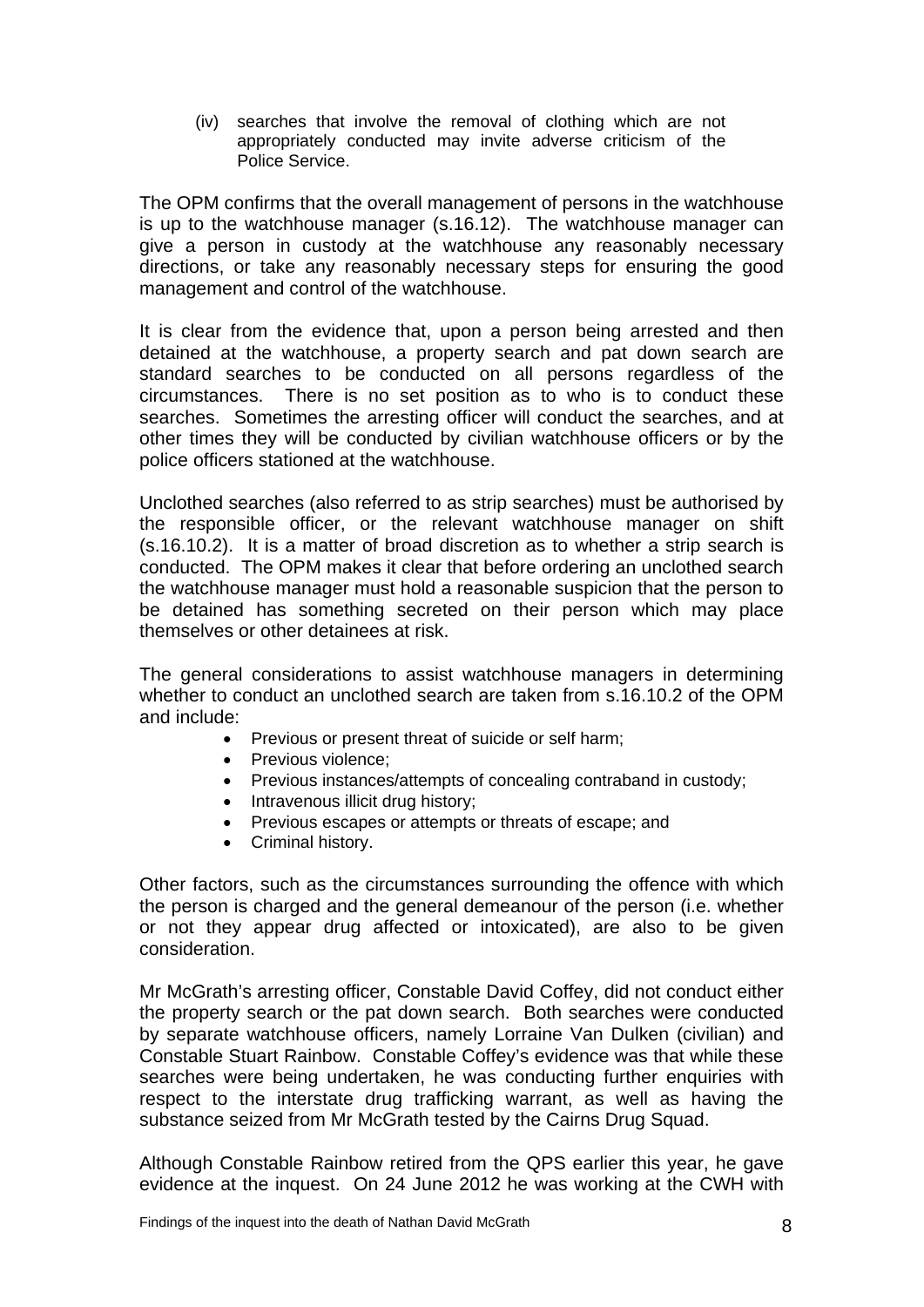(iv) searches that involve the removal of clothing which are not appropriately conducted may invite adverse criticism of the Police Service.

The OPM confirms that the overall management of persons in the watchhouse is up to the watchhouse manager (s.16.12). The watchhouse manager can give a person in custody at the watchhouse any reasonably necessary directions, or take any reasonably necessary steps for ensuring the good management and control of the watchhouse.

It is clear from the evidence that, upon a person being arrested and then detained at the watchhouse, a property search and pat down search are standard searches to be conducted on all persons regardless of the circumstances. There is no set position as to who is to conduct these searches. Sometimes the arresting officer will conduct the searches, and at other times they will be conducted by civilian watchhouse officers or by the police officers stationed at the watchhouse.

Unclothed searches (also referred to as strip searches) must be authorised by the responsible officer, or the relevant watchhouse manager on shift (s.16.10.2). It is a matter of broad discretion as to whether a strip search is conducted. The OPM makes it clear that before ordering an unclothed search the watchhouse manager must hold a reasonable suspicion that the person to be detained has something secreted on their person which may place themselves or other detainees at risk.

The general considerations to assist watchhouse managers in determining whether to conduct an unclothed search are taken from s.16.10.2 of the OPM and include:

- Previous or present threat of suicide or self harm;
- Previous violence;
- Previous instances/attempts of concealing contraband in custody;
- Intravenous illicit drug history;
- Previous escapes or attempts or threats of escape; and
- Criminal history.

Other factors, such as the circumstances surrounding the offence with which the person is charged and the general demeanour of the person (i.e. whether or not they appear drug affected or intoxicated), are also to be given consideration.

Mr McGrath's arresting officer, Constable David Coffey, did not conduct either the property search or the pat down search. Both searches were conducted by separate watchhouse officers, namely Lorraine Van Dulken (civilian) and Constable Stuart Rainbow. Constable Coffey's evidence was that while these searches were being undertaken, he was conducting further enquiries with respect to the interstate drug trafficking warrant, as well as having the substance seized from Mr McGrath tested by the Cairns Drug Squad.

Although Constable Rainbow retired from the QPS earlier this year, he gave evidence at the inquest. On 24 June 2012 he was working at the CWH with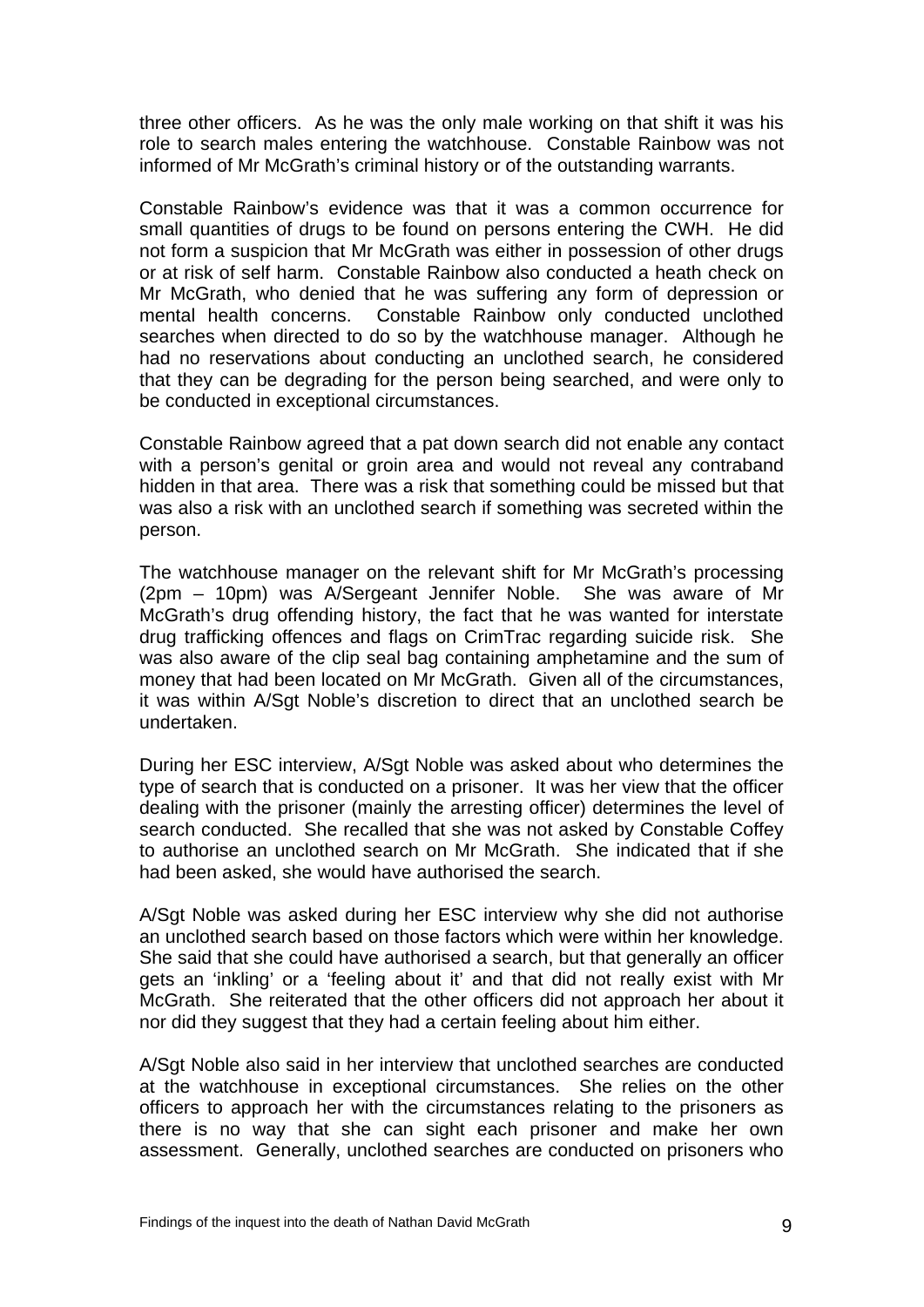three other officers. As he was the only male working on that shift it was his role to search males entering the watchhouse. Constable Rainbow was not informed of Mr McGrath's criminal history or of the outstanding warrants.

Constable Rainbow's evidence was that it was a common occurrence for small quantities of drugs to be found on persons entering the CWH. He did not form a suspicion that Mr McGrath was either in possession of other drugs or at risk of self harm. Constable Rainbow also conducted a heath check on Mr McGrath, who denied that he was suffering any form of depression or mental health concerns. Constable Rainbow only conducted unclothed searches when directed to do so by the watchhouse manager. Although he had no reservations about conducting an unclothed search, he considered that they can be degrading for the person being searched, and were only to be conducted in exceptional circumstances.

Constable Rainbow agreed that a pat down search did not enable any contact with a person's genital or groin area and would not reveal any contraband hidden in that area. There was a risk that something could be missed but that was also a risk with an unclothed search if something was secreted within the person.

The watchhouse manager on the relevant shift for Mr McGrath's processing (2pm – 10pm) was A/Sergeant Jennifer Noble. She was aware of Mr McGrath's drug offending history, the fact that he was wanted for interstate drug trafficking offences and flags on CrimTrac regarding suicide risk. She was also aware of the clip seal bag containing amphetamine and the sum of money that had been located on Mr McGrath. Given all of the circumstances, it was within A/Sgt Noble's discretion to direct that an unclothed search be undertaken.

During her ESC interview, A/Sgt Noble was asked about who determines the type of search that is conducted on a prisoner. It was her view that the officer dealing with the prisoner (mainly the arresting officer) determines the level of search conducted. She recalled that she was not asked by Constable Coffey to authorise an unclothed search on Mr McGrath. She indicated that if she had been asked, she would have authorised the search.

A/Sgt Noble was asked during her ESC interview why she did not authorise an unclothed search based on those factors which were within her knowledge. She said that she could have authorised a search, but that generally an officer gets an 'inkling' or a 'feeling about it' and that did not really exist with Mr McGrath. She reiterated that the other officers did not approach her about it nor did they suggest that they had a certain feeling about him either.

A/Sgt Noble also said in her interview that unclothed searches are conducted at the watchhouse in exceptional circumstances. She relies on the other officers to approach her with the circumstances relating to the prisoners as there is no way that she can sight each prisoner and make her own assessment. Generally, unclothed searches are conducted on prisoners who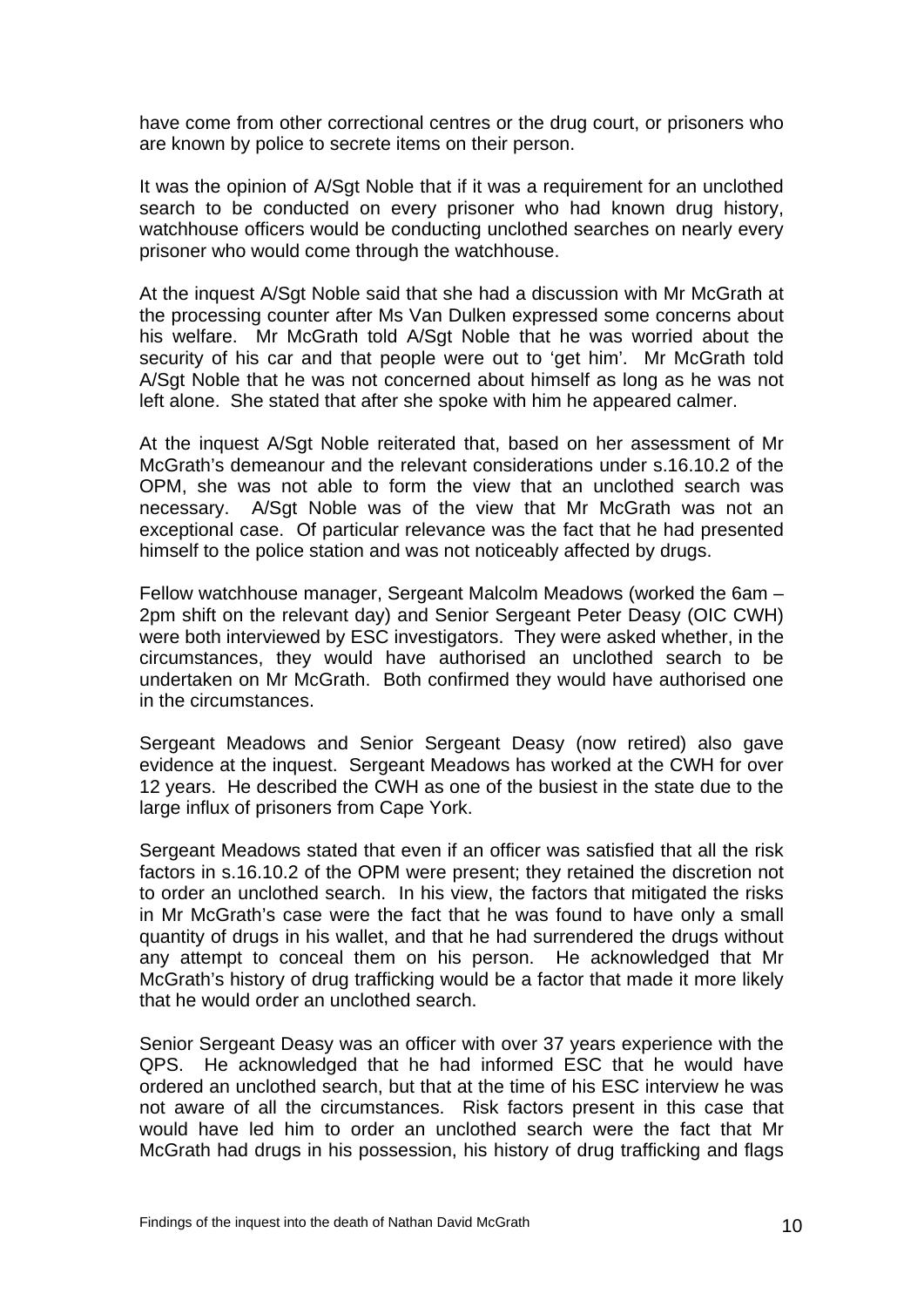have come from other correctional centres or the drug court, or prisoners who are known by police to secrete items on their person.

It was the opinion of A/Sgt Noble that if it was a requirement for an unclothed search to be conducted on every prisoner who had known drug history, watchhouse officers would be conducting unclothed searches on nearly every prisoner who would come through the watchhouse.

At the inquest A/Sgt Noble said that she had a discussion with Mr McGrath at the processing counter after Ms Van Dulken expressed some concerns about his welfare. Mr McGrath told A/Sgt Noble that he was worried about the security of his car and that people were out to 'get him'. Mr McGrath told A/Sgt Noble that he was not concerned about himself as long as he was not left alone. She stated that after she spoke with him he appeared calmer.

At the inquest A/Sgt Noble reiterated that, based on her assessment of Mr McGrath's demeanour and the relevant considerations under s.16.10.2 of the OPM, she was not able to form the view that an unclothed search was necessary. A/Sgt Noble was of the view that Mr McGrath was not an exceptional case. Of particular relevance was the fact that he had presented himself to the police station and was not noticeably affected by drugs.

Fellow watchhouse manager, Sergeant Malcolm Meadows (worked the 6am – 2pm shift on the relevant day) and Senior Sergeant Peter Deasy (OIC CWH) were both interviewed by ESC investigators. They were asked whether, in the circumstances, they would have authorised an unclothed search to be undertaken on Mr McGrath. Both confirmed they would have authorised one in the circumstances.

Sergeant Meadows and Senior Sergeant Deasy (now retired) also gave evidence at the inquest. Sergeant Meadows has worked at the CWH for over 12 years. He described the CWH as one of the busiest in the state due to the large influx of prisoners from Cape York.

Sergeant Meadows stated that even if an officer was satisfied that all the risk factors in s.16.10.2 of the OPM were present; they retained the discretion not to order an unclothed search. In his view, the factors that mitigated the risks in Mr McGrath's case were the fact that he was found to have only a small quantity of drugs in his wallet, and that he had surrendered the drugs without any attempt to conceal them on his person. He acknowledged that Mr McGrath's history of drug trafficking would be a factor that made it more likely that he would order an unclothed search.

Senior Sergeant Deasy was an officer with over 37 years experience with the QPS. He acknowledged that he had informed ESC that he would have ordered an unclothed search, but that at the time of his ESC interview he was not aware of all the circumstances. Risk factors present in this case that would have led him to order an unclothed search were the fact that Mr McGrath had drugs in his possession, his history of drug trafficking and flags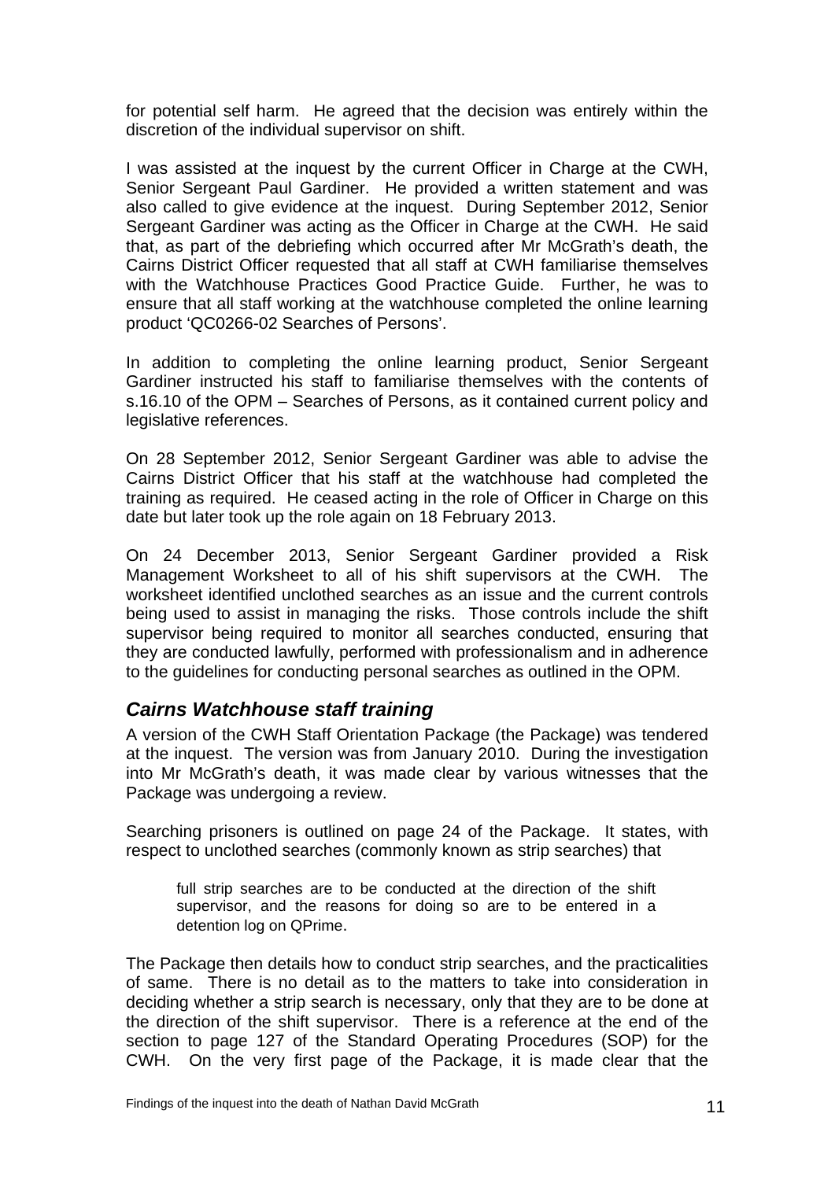for potential self harm. He agreed that the decision was entirely within the discretion of the individual supervisor on shift.

I was assisted at the inquest by the current Officer in Charge at the CWH, Senior Sergeant Paul Gardiner. He provided a written statement and was also called to give evidence at the inquest. During September 2012, Senior Sergeant Gardiner was acting as the Officer in Charge at the CWH. He said that, as part of the debriefing which occurred after Mr McGrath's death, the Cairns District Officer requested that all staff at CWH familiarise themselves with the Watchhouse Practices Good Practice Guide. Further, he was to ensure that all staff working at the watchhouse completed the online learning product 'QC0266-02 Searches of Persons'.

In addition to completing the online learning product, Senior Sergeant Gardiner instructed his staff to familiarise themselves with the contents of s.16.10 of the OPM – Searches of Persons, as it contained current policy and legislative references.

On 28 September 2012, Senior Sergeant Gardiner was able to advise the Cairns District Officer that his staff at the watchhouse had completed the training as required. He ceased acting in the role of Officer in Charge on this date but later took up the role again on 18 February 2013.

On 24 December 2013, Senior Sergeant Gardiner provided a Risk Management Worksheet to all of his shift supervisors at the CWH. The worksheet identified unclothed searches as an issue and the current controls being used to assist in managing the risks. Those controls include the shift supervisor being required to monitor all searches conducted, ensuring that they are conducted lawfully, performed with professionalism and in adherence to the guidelines for conducting personal searches as outlined in the OPM.

## *Cairns Watchhouse staff training*

A version of the CWH Staff Orientation Package (the Package) was tendered at the inquest. The version was from January 2010. During the investigation into Mr McGrath's death, it was made clear by various witnesses that the Package was undergoing a review.

Searching prisoners is outlined on page 24 of the Package. It states, with respect to unclothed searches (commonly known as strip searches) that

> full strip searches are to be conducted at the direction of the shift supervisor, and the reasons for doing so are to be entered in a detention log on QPrime.

The Package then details how to conduct strip searches, and the practicalities of same. There is no detail as to the matters to take into consideration in deciding whether a strip search is necessary, only that they are to be done at the direction of the shift supervisor. There is a reference at the end of the section to page 127 of the Standard Operating Procedures (SOP) for the CWH. On the very first page of the Package, it is made clear that the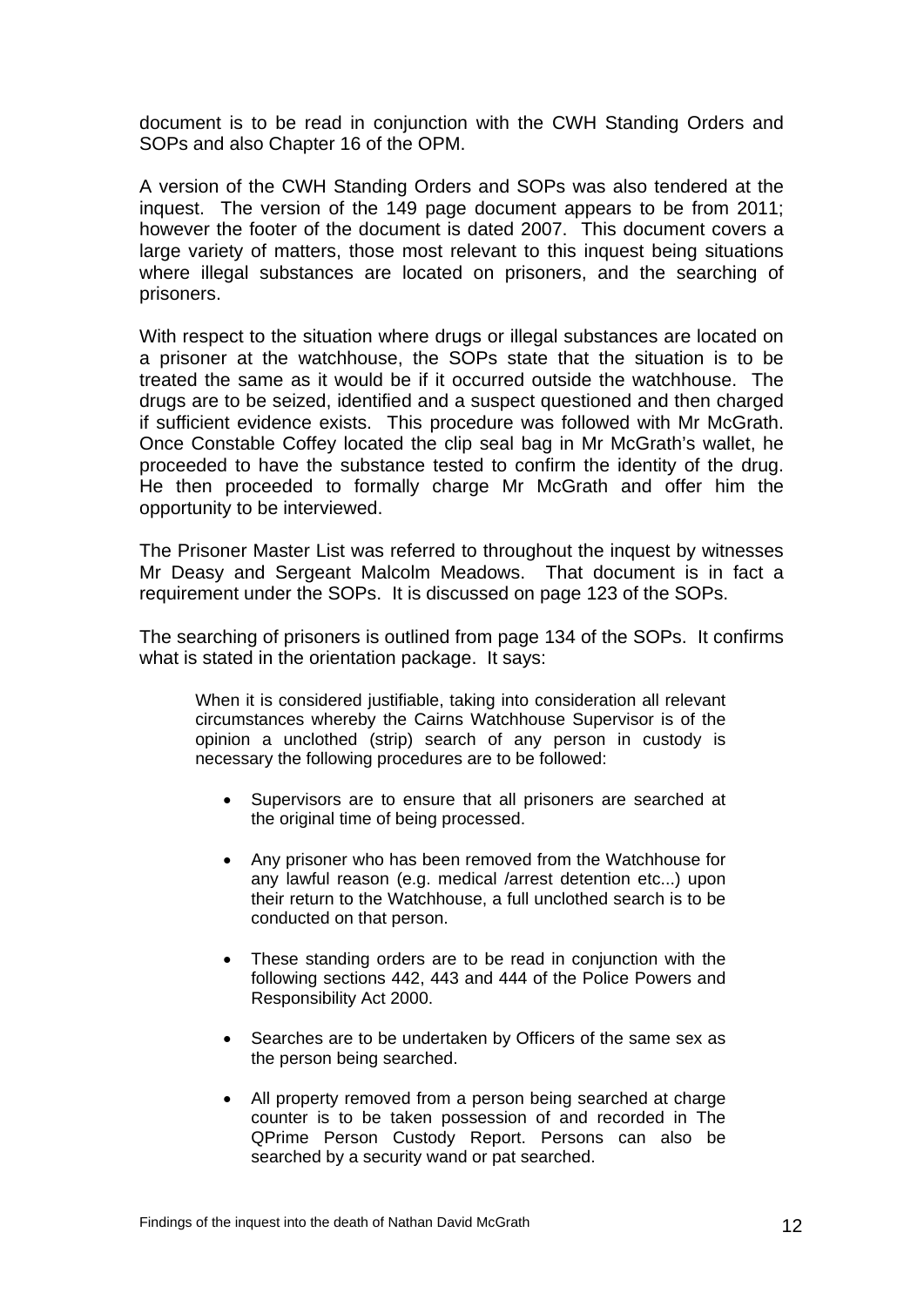document is to be read in conjunction with the CWH Standing Orders and SOPs and also Chapter 16 of the OPM.

A version of the CWH Standing Orders and SOPs was also tendered at the inquest. The version of the 149 page document appears to be from 2011; however the footer of the document is dated 2007. This document covers a large variety of matters, those most relevant to this inquest being situations where illegal substances are located on prisoners, and the searching of prisoners.

With respect to the situation where drugs or illegal substances are located on a prisoner at the watchhouse, the SOPs state that the situation is to be treated the same as it would be if it occurred outside the watchhouse. The drugs are to be seized, identified and a suspect questioned and then charged if sufficient evidence exists. This procedure was followed with Mr McGrath. Once Constable Coffey located the clip seal bag in Mr McGrath's wallet, he proceeded to have the substance tested to confirm the identity of the drug. He then proceeded to formally charge Mr McGrath and offer him the opportunity to be interviewed.

The Prisoner Master List was referred to throughout the inquest by witnesses Mr Deasy and Sergeant Malcolm Meadows. That document is in fact a requirement under the SOPs. It is discussed on page 123 of the SOPs.

The searching of prisoners is outlined from page 134 of the SOPs. It confirms what is stated in the orientation package. It says:

> When it is considered justifiable, taking into consideration all relevant circumstances whereby the Cairns Watchhouse Supervisor is of the opinion a unclothed (strip) search of any person in custody is necessary the following procedures are to be followed:
>
> - Supervisors are to ensure that all prisoners are searched at the original time of being processed.
> - Any prisoner who has been removed from the Watchhouse for any lawful reason (e.g. medical /arrest detention etc...) upon their return to the Watchhouse, a full unclothed search is to be conducted on that person.
> - These standing orders are to be read in conjunction with the following sections 442, 443 and 444 of the Police Powers and Responsibility Act 2000.
> - Searches are to be undertaken by Officers of the same sex as the person being searched.
> - All property removed from a person being searched at charge counter is to be taken possession of and recorded in The QPrime Person Custody Report. Persons can also be searched by a security wand or pat searched.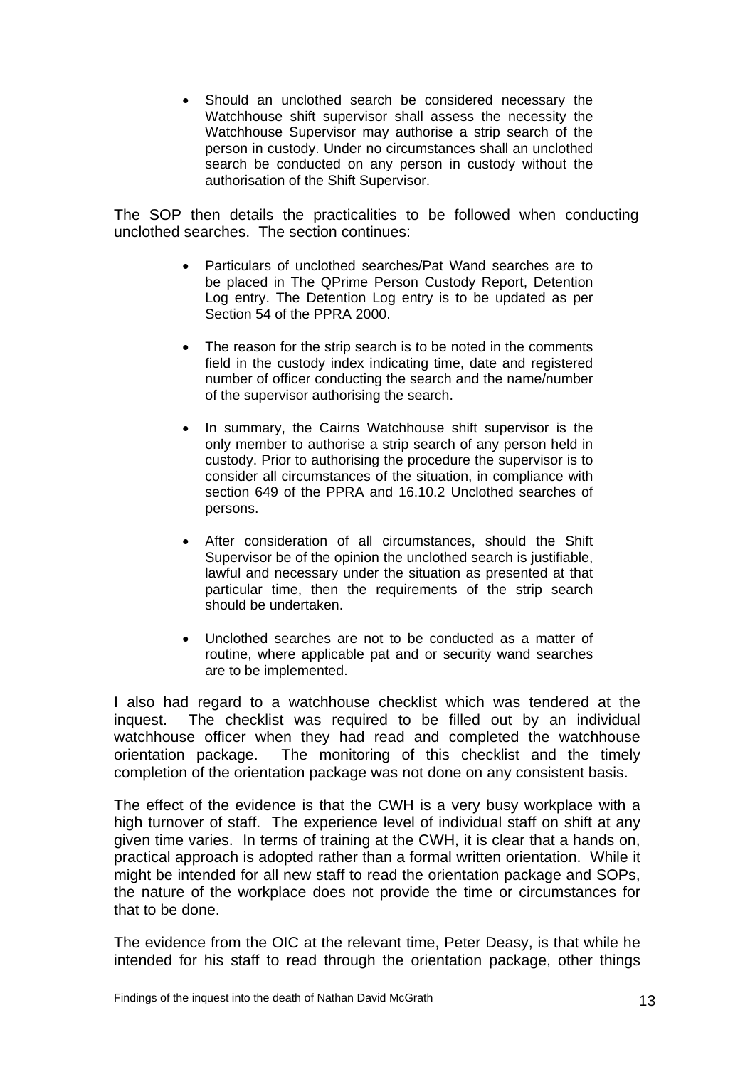- Should an unclothed search be considered necessary the Watchhouse shift supervisor shall assess the necessity the Watchhouse Supervisor may authorise a strip search of the person in custody. Under no circumstances shall an unclothed search be conducted on any person in custody without the authorisation of the Shift Supervisor.

The SOP then details the practicalities to be followed when conducting unclothed searches. The section continues:

- Particulars of unclothed searches/Pat Wand searches are to be placed in The QPrime Person Custody Report, Detention Log entry. The Detention Log entry is to be updated as per Section 54 of the PPRA 2000.
- The reason for the strip search is to be noted in the comments field in the custody index indicating time, date and registered number of officer conducting the search and the name/number of the supervisor authorising the search.
- In summary, the Cairns Watchhouse shift supervisor is the only member to authorise a strip search of any person held in custody. Prior to authorising the procedure the supervisor is to consider all circumstances of the situation, in compliance with section 649 of the PPRA and 16.10.2 Unclothed searches of persons.
- After consideration of all circumstances, should the Shift Supervisor be of the opinion the unclothed search is justifiable, lawful and necessary under the situation as presented at that particular time, then the requirements of the strip search should be undertaken.
- Unclothed searches are not to be conducted as a matter of routine, where applicable pat and or security wand searches are to be implemented.

I also had regard to a watchhouse checklist which was tendered at the inquest. The checklist was required to be filled out by an individual watchhouse officer when they had read and completed the watchhouse orientation package. The monitoring of this checklist and the timely completion of the orientation package was not done on any consistent basis.

The effect of the evidence is that the CWH is a very busy workplace with a high turnover of staff. The experience level of individual staff on shift at any given time varies. In terms of training at the CWH, it is clear that a hands on, practical approach is adopted rather than a formal written orientation. While it might be intended for all new staff to read the orientation package and SOPs, the nature of the workplace does not provide the time or circumstances for that to be done.

The evidence from the OIC at the relevant time, Peter Deasy, is that while he intended for his staff to read through the orientation package, other things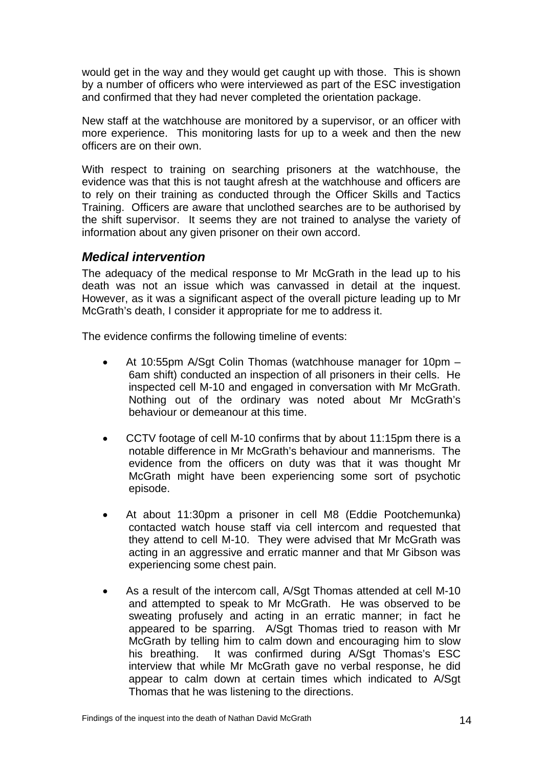would get in the way and they would get caught up with those. This is shown by a number of officers who were interviewed as part of the ESC investigation and confirmed that they had never completed the orientation package.

New staff at the watchhouse are monitored by a supervisor, or an officer with more experience. This monitoring lasts for up to a week and then the new officers are on their own.

With respect to training on searching prisoners at the watchhouse, the evidence was that this is not taught afresh at the watchhouse and officers are to rely on their training as conducted through the Officer Skills and Tactics Training. Officers are aware that unclothed searches are to be authorised by the shift supervisor. It seems they are not trained to analyse the variety of information about any given prisoner on their own accord.

## *Medical intervention*

The adequacy of the medical response to Mr McGrath in the lead up to his death was not an issue which was canvassed in detail at the inquest. However, as it was a significant aspect of the overall picture leading up to Mr McGrath's death, I consider it appropriate for me to address it.

The evidence confirms the following timeline of events:

- At 10:55pm A/Sgt Colin Thomas (watchhouse manager for 10pm – 6am shift) conducted an inspection of all prisoners in their cells. He inspected cell M-10 and engaged in conversation with Mr McGrath. Nothing out of the ordinary was noted about Mr McGrath's behaviour or demeanour at this time.

- CCTV footage of cell M-10 confirms that by about 11:15pm there is a notable difference in Mr McGrath's behaviour and mannerisms. The evidence from the officers on duty was that it was thought Mr McGrath might have been experiencing some sort of psychotic episode.

- At about 11:30pm a prisoner in cell M8 (Eddie Pootchemunka) contacted watch house staff via cell intercom and requested that they attend to cell M-10. They were advised that Mr McGrath was acting in an aggressive and erratic manner and that Mr Gibson was experiencing some chest pain.

- As a result of the intercom call, A/Sgt Thomas attended at cell M-10 and attempted to speak to Mr McGrath. He was observed to be sweating profusely and acting in an erratic manner; in fact he appeared to be sparring. A/Sgt Thomas tried to reason with Mr McGrath by telling him to calm down and encouraging him to slow his breathing. It was confirmed during A/Sgt Thomas's ESC interview that while Mr McGrath gave no verbal response, he did appear to calm down at certain times which indicated to A/Sgt Thomas that he was listening to the directions.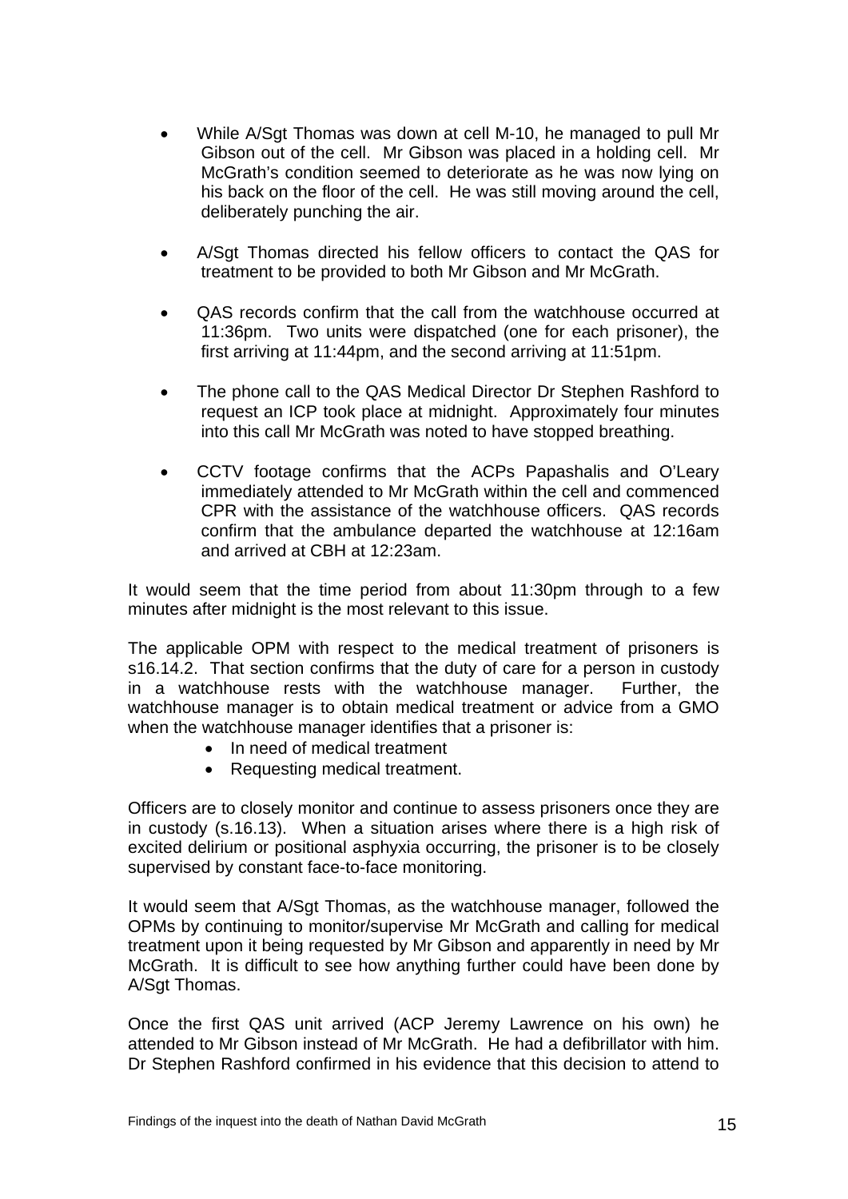- While A/Sgt Thomas was down at cell M-10, he managed to pull Mr Gibson out of the cell. Mr Gibson was placed in a holding cell. Mr McGrath's condition seemed to deteriorate as he was now lying on his back on the floor of the cell. He was still moving around the cell, deliberately punching the air.

- A/Sgt Thomas directed his fellow officers to contact the QAS for treatment to be provided to both Mr Gibson and Mr McGrath.

- QAS records confirm that the call from the watchhouse occurred at 11:36pm. Two units were dispatched (one for each prisoner), the first arriving at 11:44pm, and the second arriving at 11:51pm.

- The phone call to the QAS Medical Director Dr Stephen Rashford to request an ICP took place at midnight. Approximately four minutes into this call Mr McGrath was noted to have stopped breathing.

- CCTV footage confirms that the ACPs Papashalis and O'Leary immediately attended to Mr McGrath within the cell and commenced CPR with the assistance of the watchhouse officers. QAS records confirm that the ambulance departed the watchhouse at 12:16am and arrived at CBH at 12:23am.

It would seem that the time period from about 11:30pm through to a few minutes after midnight is the most relevant to this issue.

The applicable OPM with respect to the medical treatment of prisoners is s16.14.2. That section confirms that the duty of care for a person in custody in a watchhouse rests with the watchhouse manager. Further, the watchhouse manager is to obtain medical treatment or advice from a GMO when the watchhouse manager identifies that a prisoner is:

- In need of medical treatment
- Requesting medical treatment.

Officers are to closely monitor and continue to assess prisoners once they are in custody (s.16.13). When a situation arises where there is a high risk of excited delirium or positional asphyxia occurring, the prisoner is to be closely supervised by constant face-to-face monitoring.

It would seem that A/Sgt Thomas, as the watchhouse manager, followed the OPMs by continuing to monitor/supervise Mr McGrath and calling for medical treatment upon it being requested by Mr Gibson and apparently in need by Mr McGrath. It is difficult to see how anything further could have been done by A/Sgt Thomas.

Once the first QAS unit arrived (ACP Jeremy Lawrence on his own) he attended to Mr Gibson instead of Mr McGrath. He had a defibrillator with him. Dr Stephen Rashford confirmed in his evidence that this decision to attend to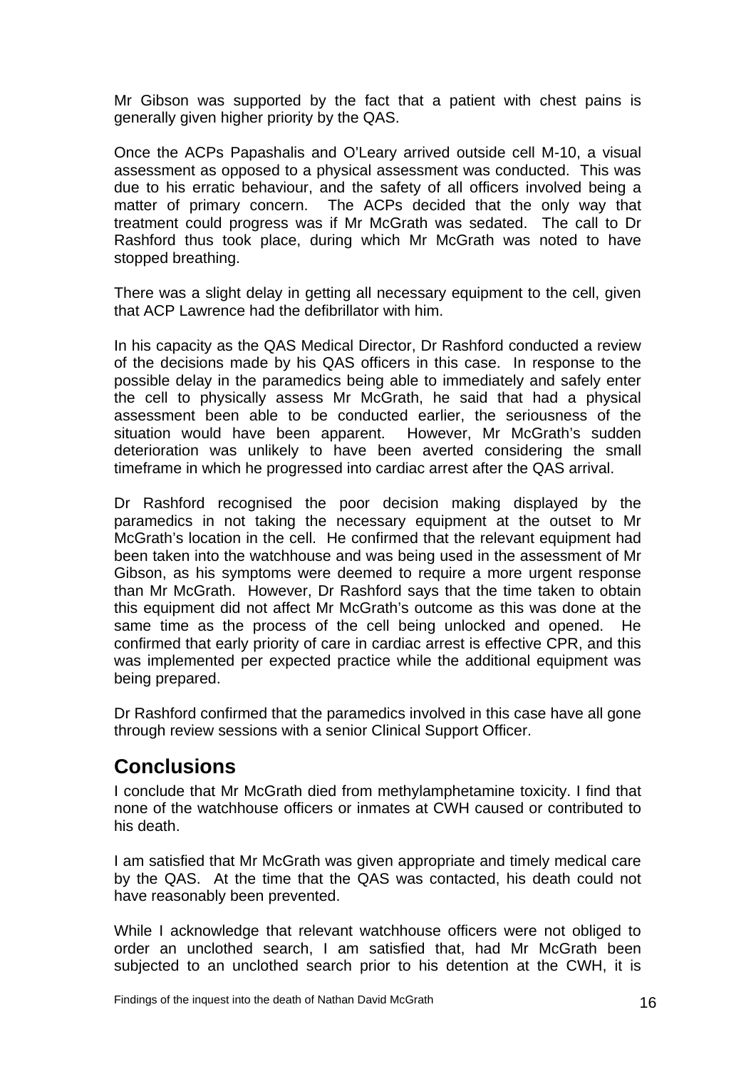Mr Gibson was supported by the fact that a patient with chest pains is generally given higher priority by the QAS.

Once the ACPs Papashalis and O'Leary arrived outside cell M-10, a visual assessment as opposed to a physical assessment was conducted. This was due to his erratic behaviour, and the safety of all officers involved being a matter of primary concern. The ACPs decided that the only way that treatment could progress was if Mr McGrath was sedated. The call to Dr Rashford thus took place, during which Mr McGrath was noted to have stopped breathing.

There was a slight delay in getting all necessary equipment to the cell, given that ACP Lawrence had the defibrillator with him.

In his capacity as the QAS Medical Director, Dr Rashford conducted a review of the decisions made by his QAS officers in this case. In response to the possible delay in the paramedics being able to immediately and safely enter the cell to physically assess Mr McGrath, he said that had a physical assessment been able to be conducted earlier, the seriousness of the situation would have been apparent. However, Mr McGrath's sudden deterioration was unlikely to have been averted considering the small timeframe in which he progressed into cardiac arrest after the QAS arrival.

Dr Rashford recognised the poor decision making displayed by the paramedics in not taking the necessary equipment at the outset to Mr McGrath's location in the cell. He confirmed that the relevant equipment had been taken into the watchhouse and was being used in the assessment of Mr Gibson, as his symptoms were deemed to require a more urgent response than Mr McGrath. However, Dr Rashford says that the time taken to obtain this equipment did not affect Mr McGrath's outcome as this was done at the same time as the process of the cell being unlocked and opened. He confirmed that early priority of care in cardiac arrest is effective CPR, and this was implemented per expected practice while the additional equipment was being prepared.

Dr Rashford confirmed that the paramedics involved in this case have all gone through review sessions with a senior Clinical Support Officer.

## Conclusions

I conclude that Mr McGrath died from methylamphetamine toxicity. I find that none of the watchhouse officers or inmates at CWH caused or contributed to his death.

I am satisfied that Mr McGrath was given appropriate and timely medical care by the QAS. At the time that the QAS was contacted, his death could not have reasonably been prevented.

While I acknowledge that relevant watchhouse officers were not obliged to order an unclothed search, I am satisfied that, had Mr McGrath been subjected to an unclothed search prior to his detention at the CWH, it is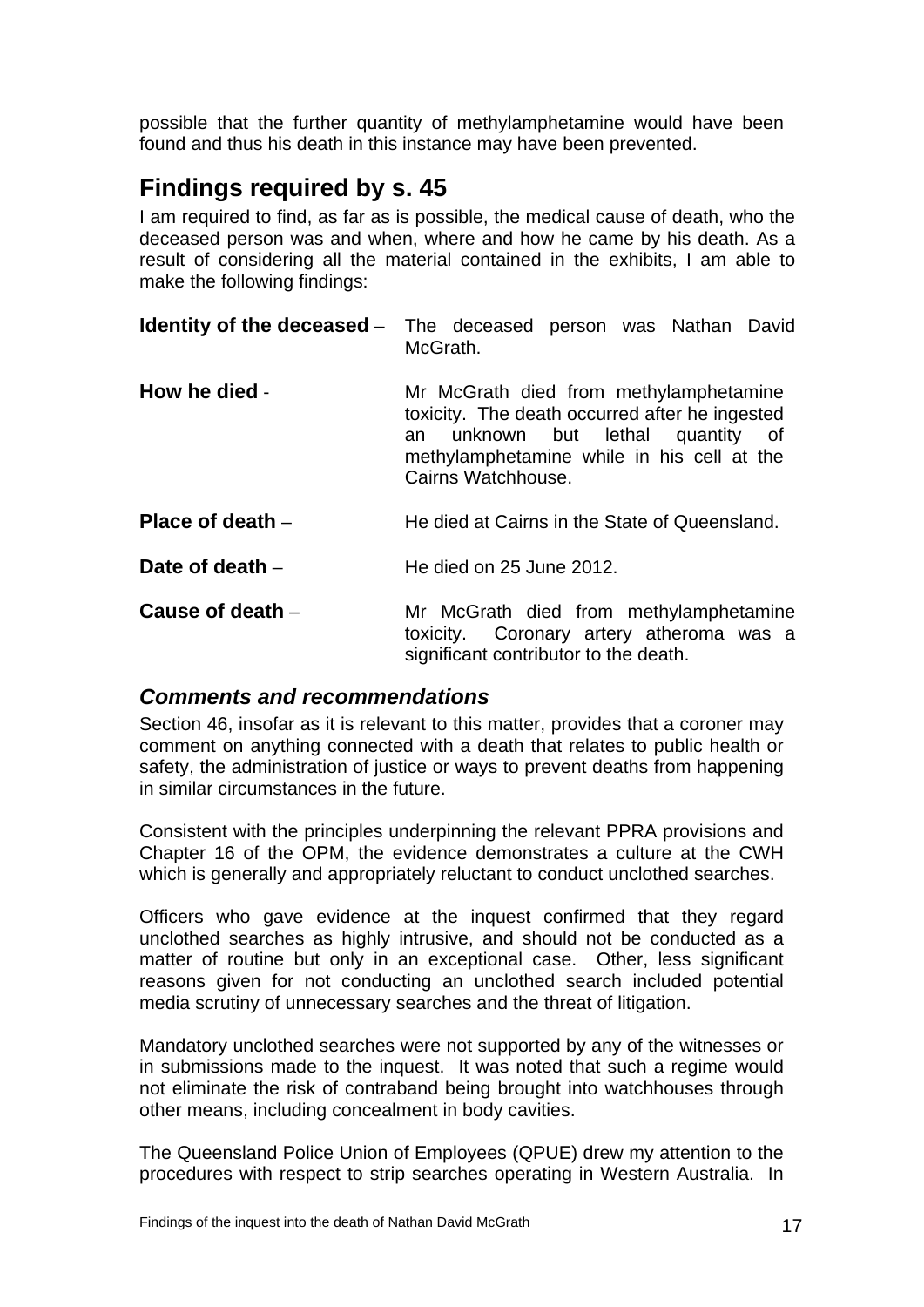possible that the further quantity of methylamphetamine would have been found and thus his death in this instance may have been prevented.

## Findings required by s. 45

I am required to find, as far as is possible, the medical cause of death, who the deceased person was and when, where and how he came by his death. As a result of considering all the material contained in the exhibits, I am able to make the following findings:

**Identity of the deceased** – The deceased person was Nathan David McGrath.

**How he died** - Mr McGrath died from methylamphetamine toxicity. The death occurred after he ingested an unknown but lethal quantity of methylamphetamine while in his cell at the Cairns Watchhouse.

**Place of death** – He died at Cairns in the State of Queensland.

**Date of death** – He died on 25 June 2012.

**Cause of death** – Mr McGrath died from methylamphetamine toxicity. Coronary artery atheroma was a significant contributor to the death.

### *Comments and recommendations*

Section 46, insofar as it is relevant to this matter, provides that a coroner may comment on anything connected with a death that relates to public health or safety, the administration of justice or ways to prevent deaths from happening in similar circumstances in the future.

Consistent with the principles underpinning the relevant PPRA provisions and Chapter 16 of the OPM, the evidence demonstrates a culture at the CWH which is generally and appropriately reluctant to conduct unclothed searches.

Officers who gave evidence at the inquest confirmed that they regard unclothed searches as highly intrusive, and should not be conducted as a matter of routine but only in an exceptional case. Other, less significant reasons given for not conducting an unclothed search included potential media scrutiny of unnecessary searches and the threat of litigation.

Mandatory unclothed searches were not supported by any of the witnesses or in submissions made to the inquest. It was noted that such a regime would not eliminate the risk of contraband being brought into watchhouses through other means, including concealment in body cavities.

The Queensland Police Union of Employees (QPUE) drew my attention to the procedures with respect to strip searches operating in Western Australia. In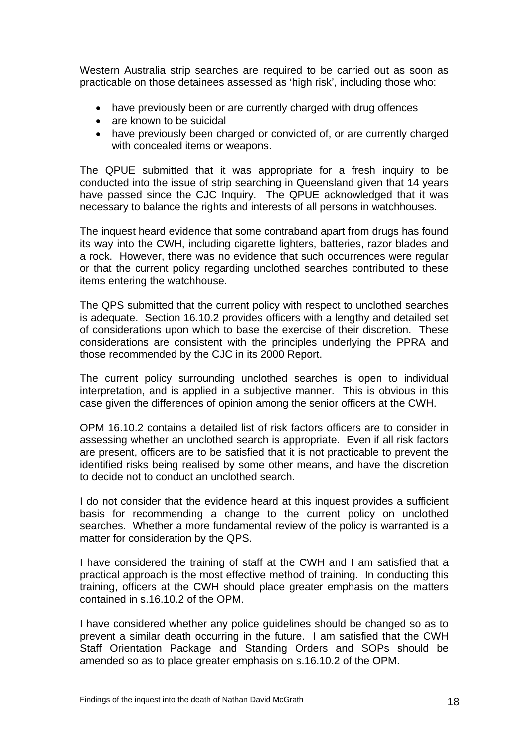Western Australia strip searches are required to be carried out as soon as practicable on those detainees assessed as 'high risk', including those who:

- have previously been or are currently charged with drug offences
- are known to be suicidal
- have previously been charged or convicted of, or are currently charged with concealed items or weapons.

The QPUE submitted that it was appropriate for a fresh inquiry to be conducted into the issue of strip searching in Queensland given that 14 years have passed since the CJC Inquiry. The QPUE acknowledged that it was necessary to balance the rights and interests of all persons in watchhouses.

The inquest heard evidence that some contraband apart from drugs has found its way into the CWH, including cigarette lighters, batteries, razor blades and a rock. However, there was no evidence that such occurrences were regular or that the current policy regarding unclothed searches contributed to these items entering the watchhouse.

The QPS submitted that the current policy with respect to unclothed searches is adequate. Section 16.10.2 provides officers with a lengthy and detailed set of considerations upon which to base the exercise of their discretion. These considerations are consistent with the principles underlying the PPRA and those recommended by the CJC in its 2000 Report.

The current policy surrounding unclothed searches is open to individual interpretation, and is applied in a subjective manner. This is obvious in this case given the differences of opinion among the senior officers at the CWH.

OPM 16.10.2 contains a detailed list of risk factors officers are to consider in assessing whether an unclothed search is appropriate. Even if all risk factors are present, officers are to be satisfied that it is not practicable to prevent the identified risks being realised by some other means, and have the discretion to decide not to conduct an unclothed search.

I do not consider that the evidence heard at this inquest provides a sufficient basis for recommending a change to the current policy on unclothed searches. Whether a more fundamental review of the policy is warranted is a matter for consideration by the QPS.

I have considered the training of staff at the CWH and I am satisfied that a practical approach is the most effective method of training. In conducting this training, officers at the CWH should place greater emphasis on the matters contained in s.16.10.2 of the OPM.

I have considered whether any police guidelines should be changed so as to prevent a similar death occurring in the future. I am satisfied that the CWH Staff Orientation Package and Standing Orders and SOPs should be amended so as to place greater emphasis on s.16.10.2 of the OPM.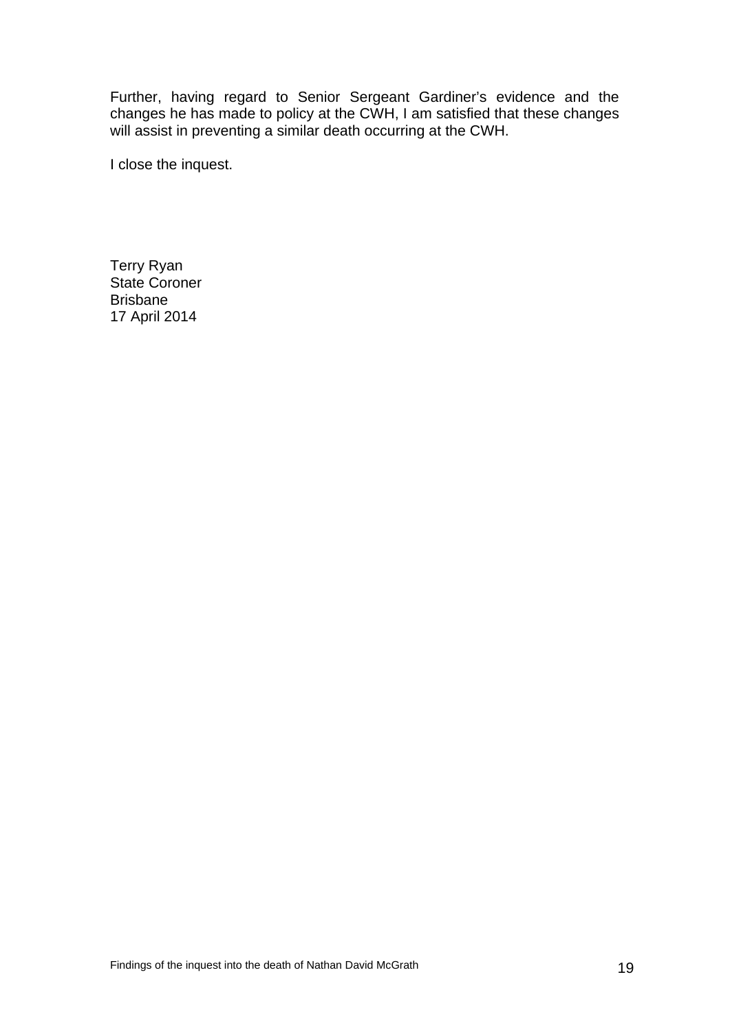Further, having regard to Senior Sergeant Gardiner's evidence and the changes he has made to policy at the CWH, I am satisfied that these changes will assist in preventing a similar death occurring at the CWH.

I close the inquest.

Terry Ryan
State Coroner
Brisbane
17 April 2014